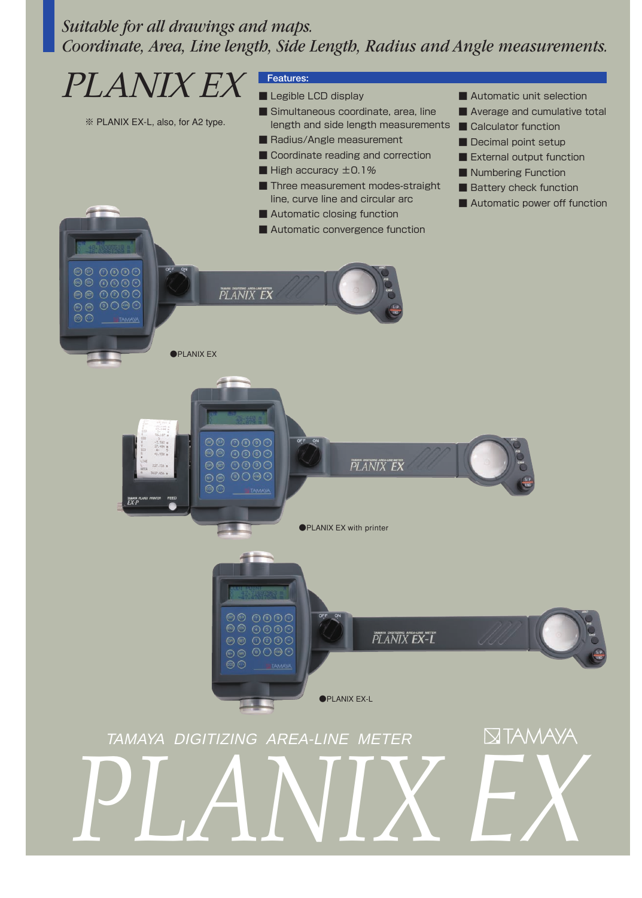*Suitable for all drawings and maps.*
*Coordinate, Area, Line length, Side Length, Radius and Angle measurements.*

# PLANIX EX

※ PLANIX EX-L, also, for A2 type.

## Features:

- Legible LCD display
- Simultaneous coordinate, area, line length and side length measurements
- Radius/Angle measurement
- Coordinate reading and correction
- High accuracy ±0.1%
- Three measurement modes-straight line, curve line and circular arc
- Automatic closing function
- Automatic convergence function
- Automatic unit selection
- Average and cumulative total
- Calculator function
- Decimal point setup
- External output function
- Numbering Function
- Battery check function
- Automatic power off function

●PLANIX EX

●PLANIX EX with printer

●PLANIX EX-L

TAMAYA DIGITIZING AREA-LINE METER

TAMAYA

# PLANIX EX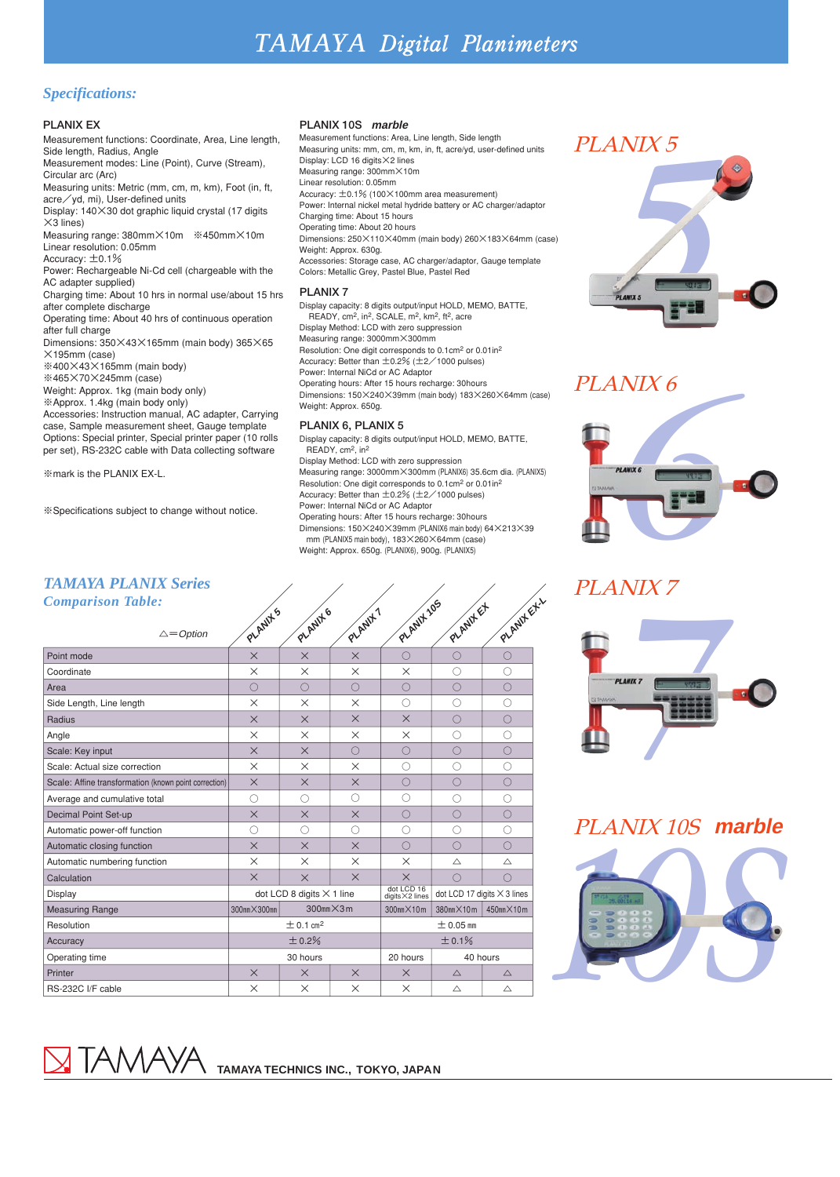# TAMAYA Digital Planimeters

## Specifications:

### PLANIX EX

Measurement functions: Coordinate, Area, Line length, Side length, Radius, Angle
Measurement modes: Line (Point), Curve (Stream), Circular arc (Arc)
Measuring units: Metric (mm, cm, m, km), Foot (in, ft, acre／yd, mi), User-defined units
Display: 140×30 dot graphic liquid crystal (17 digits ×3 lines)
Measuring range: 380mm×10m　※450mm×10m
Linear resolution: 0.05mm
Accuracy: ±0.1%
Power: Rechargeable Ni-Cd cell (chargeable with the AC adapter supplied)
Charging time: About 10 hrs in normal use/about 15 hrs after complete discharge
Operating time: About 40 hrs of continuous operation after full charge
Dimensions: 350×43×165mm (main body) 365×65 ×195mm (case)
※400×43×165mm (main body)
※465×70×245mm (case)
Weight: Approx. 1kg (main body only)
※Approx. 1.4kg (main body only)
Accessories: Instruction manual, AC adapter, Carrying case, Sample measurement sheet, Gauge template
Options: Special printer, Special printer paper (10 rolls per set), RS-232C cable with Data collecting software

※mark is the PLANIX EX-L.

※Specifications subject to change without notice.

### PLANIX 10S *marble*

Measurement functions: Area, Line length, Side length
Measuring units: mm, cm, m, km, in, ft, acre/yd, user-defined units
Display: LCD 16 digits×2 lines
Measuring range: 300mm×10m
Linear resolution: 0.05mm
Accuracy: ±0.1% (100×100mm area measurement)
Power: Internal nickel metal hydride battery or AC charger/adaptor
Charging time: About 15 hours
Operating time: About 20 hours
Dimensions: 250×110×40mm (main body) 260×183×64mm (case)
Weight: Approx. 630g.
Accessories: Storage case, AC charger/adaptor, Gauge template
Colors: Metallic Grey, Pastel Blue, Pastel Red

### PLANIX 7

Display capacity: 8 digits output/input HOLD, MEMO, BATTE, READY, cm², in², SCALE, m², km², ft², acre
Display Method: LCD with zero suppression
Measuring range: 3000mm×300mm
Resolution: One digit corresponds to 0.1cm² or 0.01in²
Accuracy: Better than ±0.2% (±2／1000 pulses)
Power: Internal NiCd or AC Adaptor
Operating hours: After 15 hours recharge: 30hours
Dimensions: 150×240×39mm (main body) 183×260×64mm (case)
Weight: Approx. 650g.

### PLANIX 6, PLANIX 5

Display capacity: 8 digits output/input HOLD, MEMO, BATTE, READY, cm², in²
Display Method: LCD with zero suppression
Measuring range: 3000mm×300mm (PLANIX6) 35.6cm dia. (PLANIX5)
Resolution: One digit corresponds to 0.1cm² or 0.01in²
Accuracy: Better than ±0.2% (±2／1000 pulses)
Power: Internal NiCd or AC Adaptor
Operating hours: After 15 hours recharge: 30hours
Dimensions: 150×240×39mm (PLANIX6 main body) 64×213×39 mm (PLANIX5 main body), 183×260×64mm (case)
Weight: Approx. 650g. (PLANIX6), 900g. (PLANIX5)

PLANIX 5

PLANIX 6

PLANIX 7

PLANIX 10S **marble**

## TAMAYA PLANIX Series Comparison Table:

△=Option

| | PLANIX 5 | PLANIX 6 | PLANIX 7 | PLANIX 10S | PLANIX EX | PLANIX EX-L |
|---|---|---|---|---|---|---|
| Point mode | × | × | × | ○ | ○ | ○ |
| Coordinate | × | × | × | × | ○ | ○ |
| Area | ○ | ○ | ○ | ○ | ○ | ○ |
| Side Length, Line length | × | × | × | ○ | ○ | ○ |
| Radius | × | × | × | × | ○ | ○ |
| Angle | × | × | × | × | ○ | ○ |
| Scale: Key input | × | × | ○ | ○ | ○ | ○ |
| Scale: Actual size correction | × | × | × | ○ | ○ | ○ |
| Scale: Affine transformation (known point correction) | × | × | × | ○ | ○ | ○ |
| Average and cumulative total | ○ | ○ | ○ | ○ | ○ | ○ |
| Decimal Point Set-up | × | × | × | ○ | ○ | ○ |
| Automatic power-off function | ○ | ○ | ○ | ○ | ○ | ○ |
| Automatic closing function | × | × | × | ○ | ○ | ○ |
| Automatic numbering function | × | × | × | × | △ | △ |
| Calculation | × | × | × | × | ○ | ○ |
| Display | dot LCD 8 digits × 1 line | | | dot LCD 16 digits×2 lines | dot LCD 17 digits × 3 lines | |
| Measuring Range | 300mm×300mm | 300mm×3m | | 300mm×10m | 380mm×10m | 450mm×10m |
| Resolution | ±0.1 cm² | | | ±0.05 mm | | |
| Accuracy | ±0.2% | | | ±0.1% | | |
| Operating time | 30 hours | | | 20 hours | 40 hours | |
| Printer | × | × | × | × | △ | △ |
| RS-232C I/F cable | × | × | × | × | △ | △ |

TAMAYA TECHNICS INC., TOKYO, JAPAN